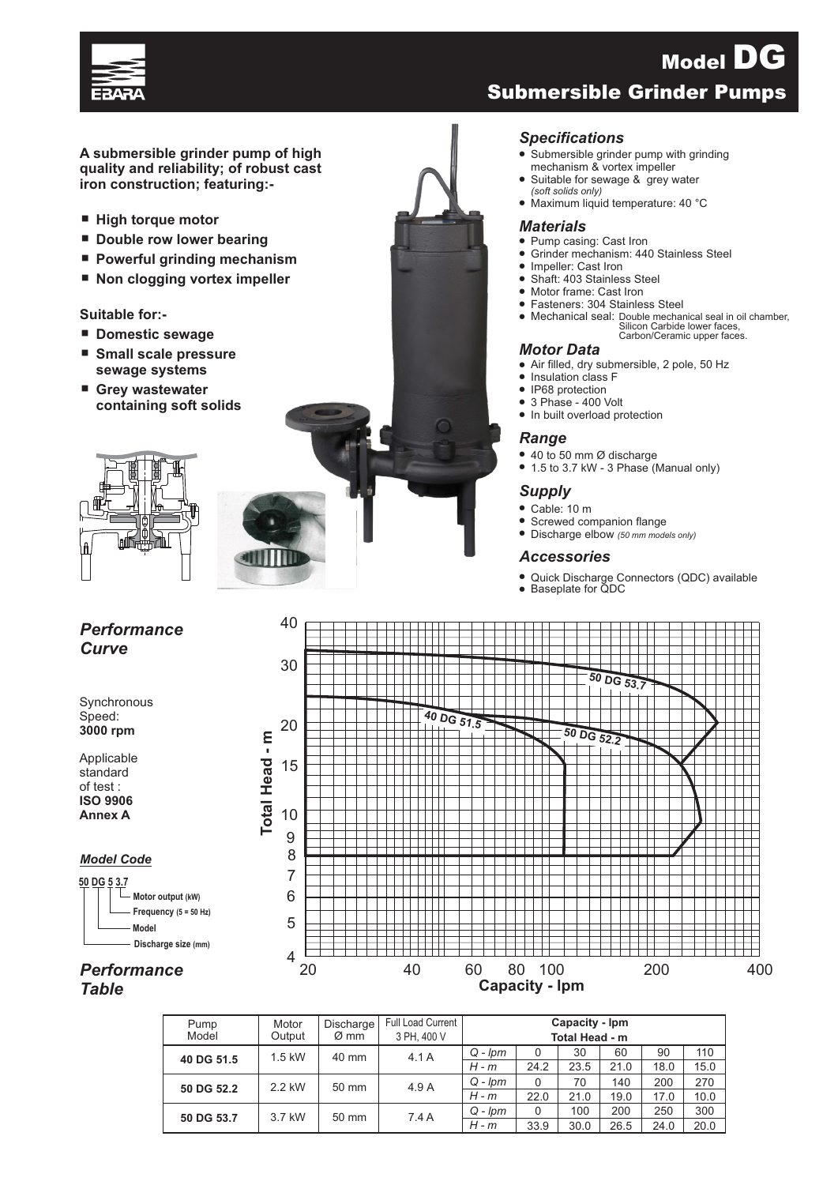# Model DG

## Submersible Grinder Pumps

**A submersible grinder pump of high quality and reliability; of robust cast iron construction; featuring:-**

- **High torque motor**
- **Double row lower bearing**
- **Powerful grinding mechanism**
- **Non clogging vortex impeller**

**Suitable for:-**

- **Domestic sewage**
- **Small scale pressure sewage systems**
- **Grey wastewater containing soft solids**

### *Specifications*

- Submersible grinder pump with grinding mechanism & vortex impeller
- Suitable for sewage & grey water *(soft solids only)*
- Maximum liquid temperature: 40 °C

### *Materials*

- Pump casing: Cast Iron
- Grinder mechanism: 440 Stainless Steel
- Impeller: Cast Iron
- Shaft: 403 Stainless Steel
- Motor frame: Cast Iron
- Fasteners: 304 Stainless Steel
- Mechanical seal: Double mechanical seal in oil chamber, Silicon Carbide lower faces, Carbon/Ceramic upper faces.

### *Motor Data*

- Air filled, dry submersible, 2 pole, 50 Hz
- Insulation class F
- IP68 protection
- 3 Phase - 400 Volt
- In built overload protection

### *Range*

- 40 to 50 mm Ø discharge
- 1.5 to 3.7 kW - 3 Phase (Manual only)

### *Supply*

- Cable: 10 m
- Screwed companion flange
- Discharge elbow *(50 mm models only)*

### *Accessories*

- Quick Discharge Connectors (QDC) available
- Baseplate for QDC

## *Performance Curve*

Synchronous Speed: **3000 rpm**

Applicable standard of test : **ISO 9906 Annex A**

***Model Code***

**50 DG 5 3.7**

- **Motor output (kW)**
- **Frequency (5 = 50 Hz)**
- **Model**
- **Discharge size (mm)**

## *Performance Table*

| Pump Model | Motor Output | Discharge Ø mm | Full Load Current 3 PH, 400 V | Capacity - lpm / Total Head - m | | | | | |
|---|---|---|---|---|---|---|---|---|---|
| 40 DG 51.5 | 1.5 kW | 40 mm | 4.1 A | *Q - lpm* | 0 | 30 | 60 | 90 | 110 |
| | | | | *H - m* | 24.2 | 23.5 | 21.0 | 18.0 | 15.0 |
| 50 DG 52.2 | 2.2 kW | 50 mm | 4.9 A | *Q - lpm* | 0 | 70 | 140 | 200 | 270 |
| | | | | *H - m* | 22.0 | 21.0 | 19.0 | 17.0 | 10.0 |
| 50 DG 53.7 | 3.7 kW | 50 mm | 7.4 A | *Q - lpm* | 0 | 100 | 200 | 250 | 300 |
| | | | | *H - m* | 33.9 | 30.0 | 26.5 | 24.0 | 20.0 |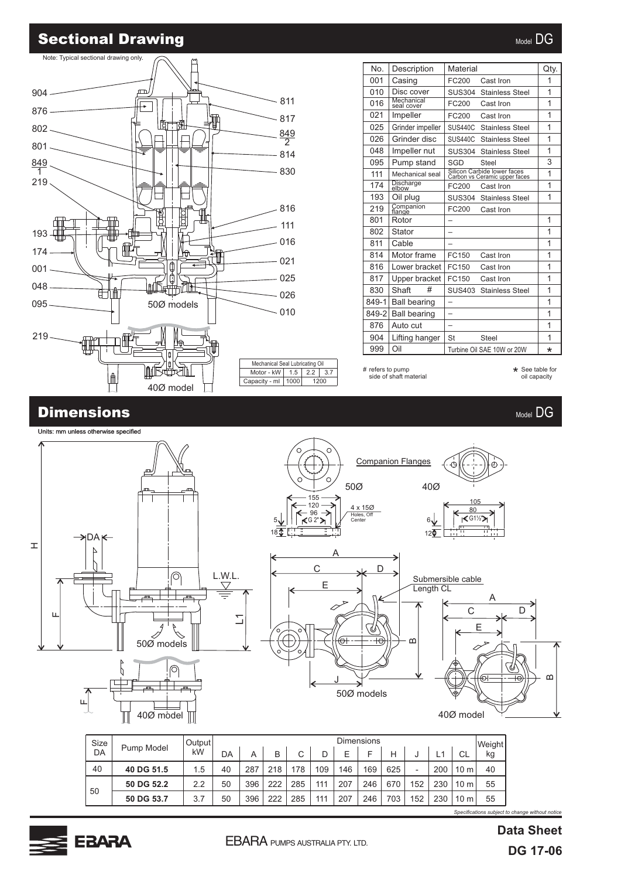## Sectional Drawing

Model DG

Note: Typical sectional drawing only.

904
876
802
801
849-1
219
193
174
001
048
095
219
811
817
849-2
814
830
816
111
016
021
025
026
010

50Ø models

40Ø model

| Mechanical Seal Lubricating Oil | | | |
|---|---|---|---|
| Motor - kW | 1.5 | 2.2 | 3.7 |
| Capacity - ml | 1000 | 1200 | |

| No. | Description | Material | Qty. |
|---|---|---|---|
| 001 | Casing | FC200 Cast Iron | 1 |
| 010 | Disc cover | SUS304 Stainless Steel | 1 |
| 016 | Mechanical seal cover | FC200 Cast Iron | 1 |
| 021 | Impeller | FC200 Cast Iron | 1 |
| 025 | Grinder impeller | SUS440C Stainless Steel | 1 |
| 026 | Grinder disc | SUS440C Stainless Steel | 1 |
| 048 | Impeller nut | SUS304 Stainless Steel | 1 |
| 095 | Pump stand | SGD Steel | 3 |
| 111 | Mechanical seal | Silicon Carbide lower faces Carbon vs Ceramic upper faces | 1 |
| 174 | Discharge elbow | FC200 Cast Iron | 1 |
| 193 | Oil plug | SUS304 Stainless Steel | 1 |
| 219 | Companion flange | FC200 Cast Iron | |
| 801 | Rotor | – | 1 |
| 802 | Stator | – | 1 |
| 811 | Cable | – | 1 |
| 814 | Motor frame | FC150 Cast Iron | 1 |
| 816 | Lower bracket | FC150 Cast Iron | 1 |
| 817 | Upper bracket | FC150 Cast Iron | 1 |
| 830 | Shaft # | SUS403 Stainless Steel | 1 |
| 849-1 | Ball bearing | – | 1 |
| 849-2 | Ball bearing | – | 1 |
| 876 | Auto cut | – | 1 |
| 904 | Lifting hanger | St Steel | 1 |
| 999 | Oil | Turbine Oil SAE 10W or 20W | * |

# refers to pump side of shaft material

* See table for oil capacity

## Dimensions

Model DG

Units: mm unless otherwise specified

H
DA
F
L.W.L.
L1
50Ø models
F
40Ø model

Companion Flanges

50Ø
155
120
96
G 2"
4 x 15Ø Holes, Off Center
5
18

40Ø
105
80
G1½"
6
12

A
C
D
E
Submersible cable Length CL
B
J
50Ø models

A
C
D
E
B
40Ø model

| Size DA | Pump Model | Output kW | Dimensions | | | | | | | | | | | Weight kg |
|---|---|---|---|---|---|---|---|---|---|---|---|---|---|---|
| | | | DA | A | B | C | D | E | F | H | J | L1 | CL | |
| 40 | **40 DG 51.5** | 1.5 | 40 | 287 | 218 | 178 | 109 | 146 | 169 | 625 | - | 200 | 10 m | 40 |
| 50 | **50 DG 52.2** | 2.2 | 50 | 396 | 222 | 285 | 111 | 207 | 246 | 670 | 152 | 230 | 10 m | 55 |
| | **50 DG 53.7** | 3.7 | 50 | 396 | 222 | 285 | 111 | 207 | 246 | 703 | 152 | 230 | 10 m | 55 |

*Specifications subject to change without notice*

EBARA PUMPS AUSTRALIA PTY. LTD.

**Data Sheet**
**DG 17-06**